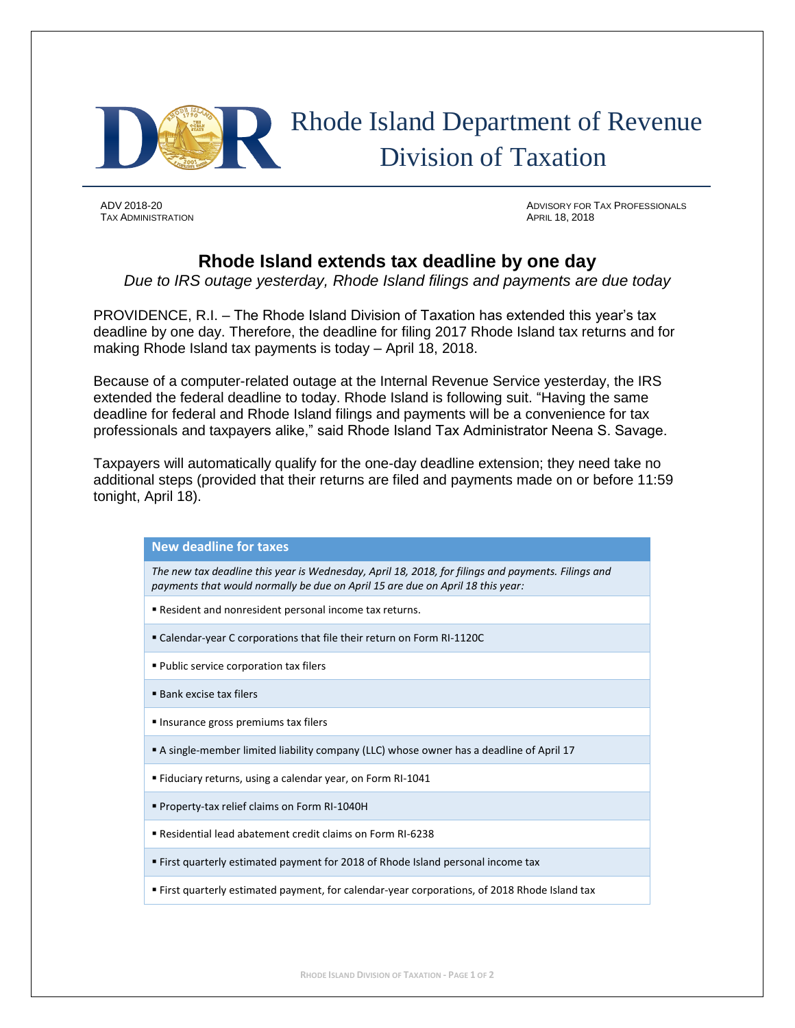# Rhode Island Department of Revenue
## Division of Taxation

ADV 2018-20
TAX ADMINISTRATION

ADVISORY FOR TAX PROFESSIONALS
APRIL 18, 2018

## Rhode Island extends tax deadline by one day

*Due to IRS outage yesterday, Rhode Island filings and payments are due today*

PROVIDENCE, R.I. – The Rhode Island Division of Taxation has extended this year's tax deadline by one day. Therefore, the deadline for filing 2017 Rhode Island tax returns and for making Rhode Island tax payments is today – April 18, 2018.

Because of a computer-related outage at the Internal Revenue Service yesterday, the IRS extended the federal deadline to today. Rhode Island is following suit. "Having the same deadline for federal and Rhode Island filings and payments will be a convenience for tax professionals and taxpayers alike," said Rhode Island Tax Administrator Neena S. Savage.

Taxpayers will automatically qualify for the one-day deadline extension; they need take no additional steps (provided that their returns are filed and payments made on or before 11:59 tonight, April 18).

| New deadline for taxes |
| --- |
| *The new tax deadline this year is Wednesday, April 18, 2018, for filings and payments. Filings and payments that would normally be due on April 15 are due on April 18 this year:* |
| ▪ Resident and nonresident personal income tax returns. |
| ▪ Calendar-year C corporations that file their return on Form RI-1120C |
| ▪ Public service corporation tax filers |
| ▪ Bank excise tax filers |
| ▪ Insurance gross premiums tax filers |
| ▪ A single-member limited liability company (LLC) whose owner has a deadline of April 17 |
| ▪ Fiduciary returns, using a calendar year, on Form RI-1041 |
| ▪ Property-tax relief claims on Form RI-1040H |
| ▪ Residential lead abatement credit claims on Form RI-6238 |
| ▪ First quarterly estimated payment for 2018 of Rhode Island personal income tax |
| ▪ First quarterly estimated payment, for calendar-year corporations, of 2018 Rhode Island tax |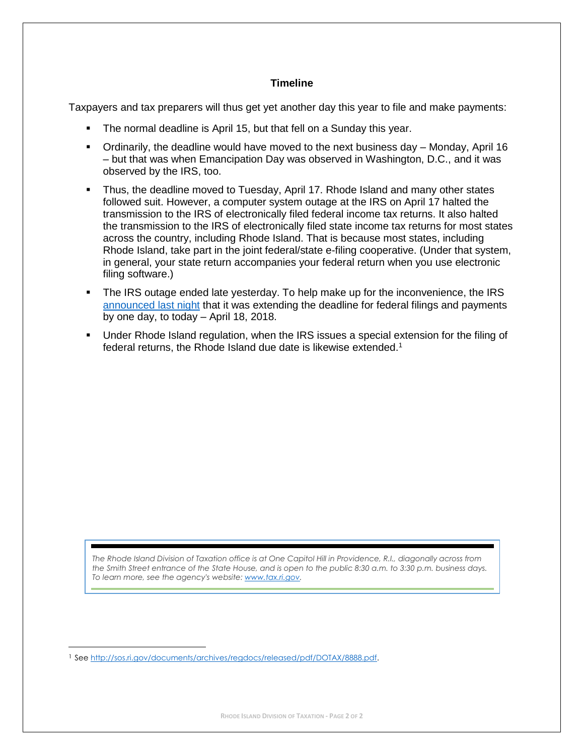### Timeline

Taxpayers and tax preparers will thus get yet another day this year to file and make payments:

- The normal deadline is April 15, but that fell on a Sunday this year.
- Ordinarily, the deadline would have moved to the next business day – Monday, April 16 – but that was when Emancipation Day was observed in Washington, D.C., and it was observed by the IRS, too.
- Thus, the deadline moved to Tuesday, April 17. Rhode Island and many other states followed suit. However, a computer system outage at the IRS on April 17 halted the transmission to the IRS of electronically filed federal income tax returns. It also halted the transmission to the IRS of electronically filed state income tax returns for most states across the country, including Rhode Island. That is because most states, including Rhode Island, take part in the joint federal/state e-filing cooperative. (Under that system, in general, your state return accompanies your federal return when you use electronic filing software.)
- The IRS outage ended late yesterday. To help make up for the inconvenience, the IRS announced last night that it was extending the deadline for federal filings and payments by one day, to today – April 18, 2018.
- Under Rhode Island regulation, when the IRS issues a special extension for the filing of federal returns, the Rhode Island due date is likewise extended.[1]

*The Rhode Island Division of Taxation office is at One Capitol Hill in Providence, R.I., diagonally across from the Smith Street entrance of the State House, and is open to the public 8:30 a.m. to 3:30 p.m. business days. To learn more, see the agency's website: www.tax.ri.gov.*

[1] See http://sos.ri.gov/documents/archives/regdocs/released/pdf/DOTAX/8888.pdf.